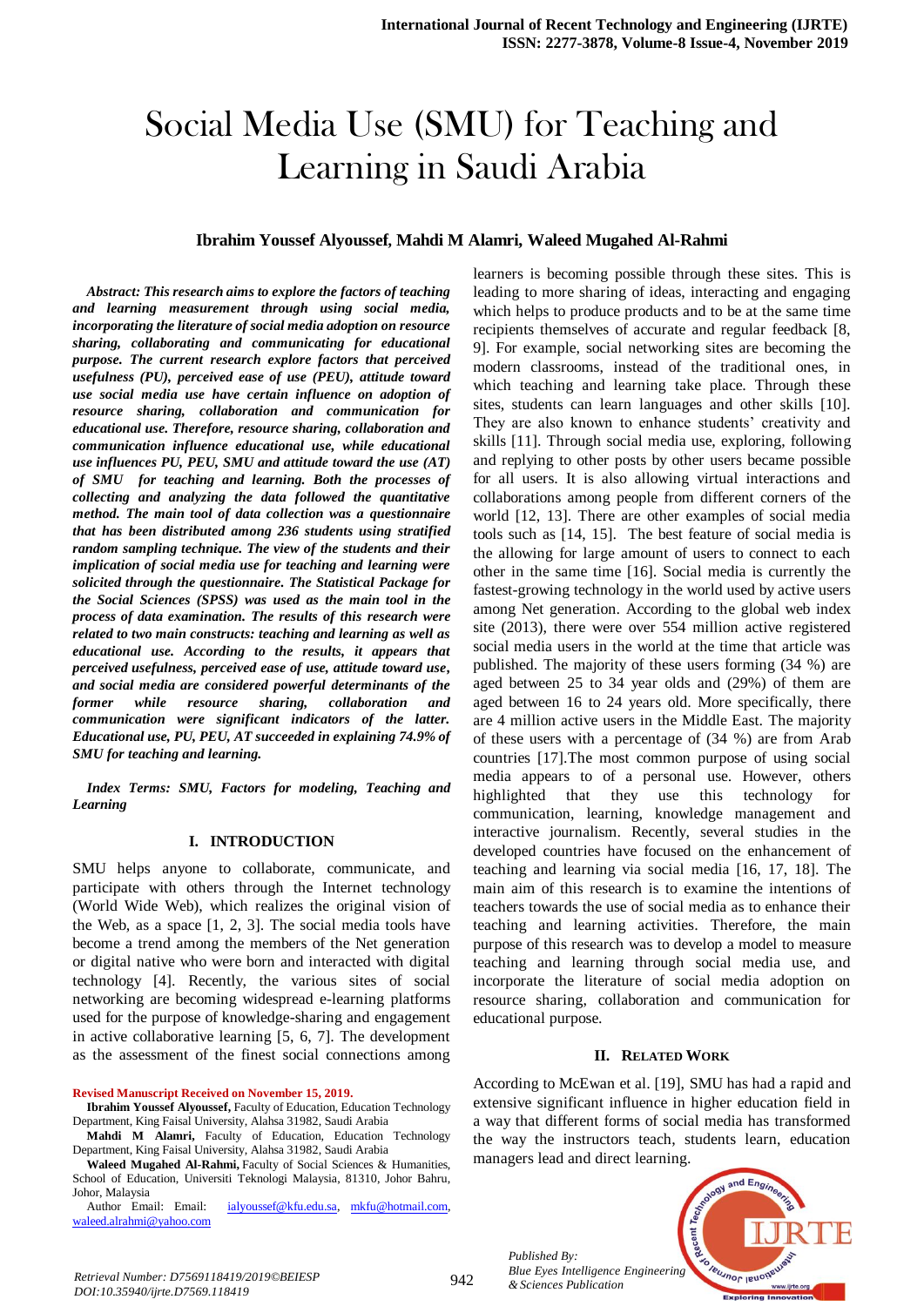# Social Media Use (SMU) for Teaching and Learning in Saudi Arabia

**Ibrahim Youssef Alyoussef, Mahdi M Alamri, Waleed Mugahed Al-Rahmi**

***Abstract: This research aims to explore the factors of teaching and learning measurement through using social media, incorporating the literature of social media adoption on resource sharing, collaborating and communicating for educational purpose. The current research explore factors that perceived usefulness (PU), perceived ease of use (PEU), attitude toward use social media use have certain influence on adoption of resource sharing, collaboration and communication for educational use. Therefore, resource sharing, collaboration and communication influence educational use, while educational use influences PU, PEU, SMU and attitude toward the use (AT) of SMU for teaching and learning. Both the processes of collecting and analyzing the data followed the quantitative method. The main tool of data collection was a questionnaire that has been distributed among 236 students using stratified random sampling technique. The view of the students and their implication of social media use for teaching and learning were solicited through the questionnaire. The Statistical Package for the Social Sciences (SPSS) was used as the main tool in the process of data examination. The results of this research were related to two main constructs: teaching and learning as well as educational use. According to the results, it appears that perceived usefulness, perceived ease of use, attitude toward use, and social media are considered powerful determinants of the former while resource sharing, collaboration and communication were significant indicators of the latter. Educational use, PU, PEU, AT succeeded in explaining 74.9% of SMU for teaching and learning.***

***Index Terms: SMU, Factors for modeling, Teaching and Learning***

## I. INTRODUCTION

SMU helps anyone to collaborate, communicate, and participate with others through the Internet technology (World Wide Web), which realizes the original vision of the Web, as a space [1, 2, 3]. The social media tools have become a trend among the members of the Net generation or digital native who were born and interacted with digital technology [4]. Recently, the various sites of social networking are becoming widespread e-learning platforms used for the purpose of knowledge-sharing and engagement in active collaborative learning [5, 6, 7]. The development as the assessment of the finest social connections among learners is becoming possible through these sites. This is leading to more sharing of ideas, interacting and engaging which helps to produce products and to be at the same time recipients themselves of accurate and regular feedback [8, 9]. For example, social networking sites are becoming the modern classrooms, instead of the traditional ones, in which teaching and learning take place. Through these sites, students can learn languages and other skills [10]. They are also known to enhance students' creativity and skills [11]. Through social media use, exploring, following and replying to other posts by other users became possible for all users. It is also allowing virtual interactions and collaborations among people from different corners of the world [12, 13]. There are other examples of social media tools such as [14, 15]. The best feature of social media is the allowing for large amount of users to connect to each other in the same time [16]. Social media is currently the fastest-growing technology in the world used by active users among Net generation. According to the global web index site (2013), there were over 554 million active registered social media users in the world at the time that article was published. The majority of these users forming (34 %) are aged between 25 to 34 year olds and (29%) of them are aged between 16 to 24 years old. More specifically, there are 4 million active users in the Middle East. The majority of these users with a percentage of (34 %) are from Arab countries [17].The most common purpose of using social media appears to of a personal use. However, others highlighted that they use this technology for communication, learning, knowledge management and interactive journalism. Recently, several studies in the developed countries have focused on the enhancement of teaching and learning via social media [16, 17, 18]. The main aim of this research is to examine the intentions of teachers towards the use of social media as to enhance their teaching and learning activities. Therefore, the main purpose of this research was to develop a model to measure teaching and learning through social media use, and incorporate the literature of social media adoption on resource sharing, collaboration and communication for educational purpose.

## II. RELATED WORK

According to McEwan et al. [19], SMU has had a rapid and extensive significant influence in higher education field in a way that different forms of social media has transformed the way the instructors teach, students learn, education managers lead and direct learning.

**Revised Manuscript Received on November 15, 2019.**

**Ibrahim Youssef Alyoussef,** Faculty of Education, Education Technology Department, King Faisal University, Alahsa 31982, Saudi Arabia

**Mahdi M Alamri,** Faculty of Education, Education Technology Department, King Faisal University, Alahsa 31982, Saudi Arabia

**Waleed Mugahed Al-Rahmi,** Faculty of Social Sciences & Humanities, School of Education, Universiti Teknologi Malaysia, 81310, Johor Bahru, Johor, Malaysia

Author Email: Email: ialyoussef@kfu.edu.sa, mkfu@hotmail.com, waleed.alrahmi@yahoo.com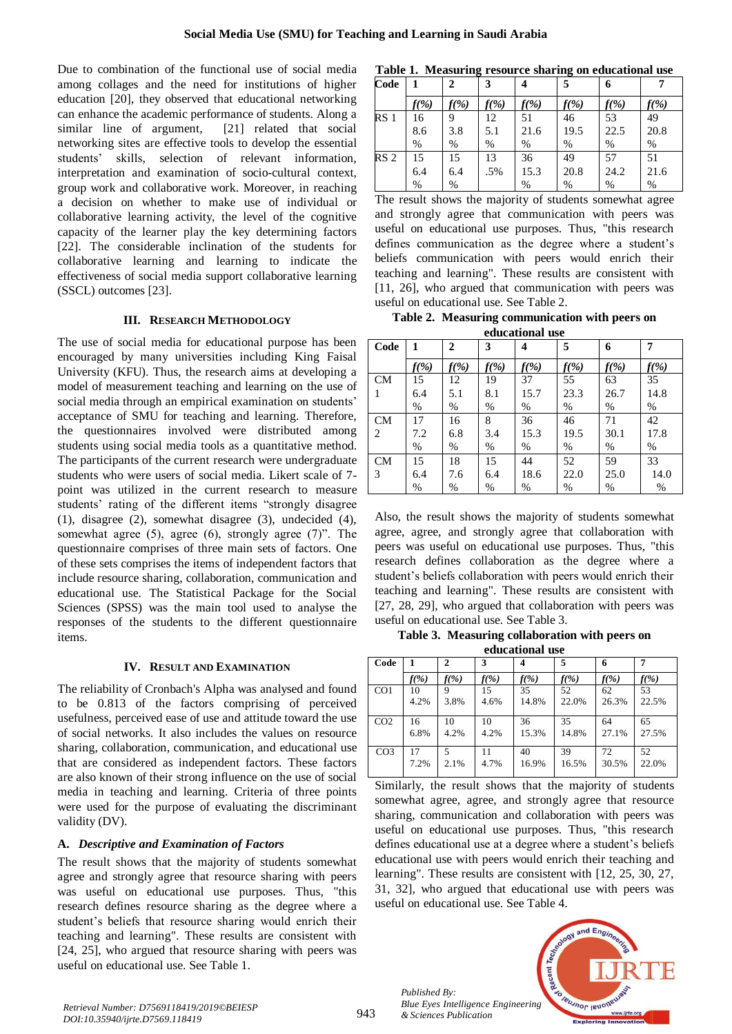Due to combination of the functional use of social media among collages and the need for institutions of higher education [20], they observed that educational networking can enhance the academic performance of students. Along a similar line of argument, [21] related that social networking sites are effective tools to develop the essential students' skills, selection of relevant information, interpretation and examination of socio-cultural context, group work and collaborative work. Moreover, in reaching a decision on whether to make use of individual or collaborative learning activity, the level of the cognitive capacity of the learner play the key determining factors [22]. The considerable inclination of the students for collaborative learning and learning to indicate the effectiveness of social media support collaborative learning (SSCL) outcomes [23].

## III. RESEARCH METHODOLOGY

The use of social media for educational purpose has been encouraged by many universities including King Faisal University (KFU). Thus, the research aims at developing a model of measurement teaching and learning on the use of social media through an empirical examination on students' acceptance of SMU for teaching and learning. Therefore, the questionnaires involved were distributed among students using social media tools as a quantitative method. The participants of the current research were undergraduate students who were users of social media. Likert scale of 7-point was utilized in the current research to measure students' rating of the different items "strongly disagree (1), disagree (2), somewhat disagree (3), undecided (4), somewhat agree (5), agree (6), strongly agree (7)". The questionnaire comprises of three main sets of factors. One of these sets comprises the items of independent factors that include resource sharing, collaboration, communication and educational use. The Statistical Package for the Social Sciences (SPSS) was the main tool used to analyse the responses of the students to the different questionnaire items.

## IV. RESULT AND EXAMINATION

The reliability of Cronbach's Alpha was analysed and found to be 0.813 of the factors comprising of perceived usefulness, perceived ease of use and attitude toward the use of social networks. It also includes the values on resource sharing, collaboration, communication, and educational use that are considered as independent factors. These factors are also known of their strong influence on the use of social media in teaching and learning. Criteria of three points were used for the purpose of evaluating the discriminant validity (DV).

### A. *Descriptive and Examination of Factors*

The result shows that the majority of students somewhat agree and strongly agree that resource sharing with peers was useful on educational use purposes. Thus, "this research defines resource sharing as the degree where a student's beliefs that resource sharing would enrich their teaching and learning". These results are consistent with [24, 25], who argued that resource sharing with peers was useful on educational use. See Table 1.

**Table 1. Measuring resource sharing on educational use**

| Code | 1 | 2 | 3 | 4 | 5 | 6 | 7 |
|---|---|---|---|---|---|---|---|
| | *f(%)* | *f(%)* | *f(%)* | *f(%)* | *f(%)* | *f(%)* | *f(%)* |
| RS 1 | 16 8.6 % | 9 3.8 % | 12 5.1 % | 51 21.6 % | 46 19.5 % | 53 22.5 % | 49 20.8 % |
| RS 2 | 15 6.4 % | 15 6.4 % | 13 .5% | 36 15.3 % | 49 20.8 % | 57 24.2 % | 51 21.6 % |

The result shows the majority of students somewhat agree and strongly agree that communication with peers was useful on educational use purposes. Thus, "this research defines communication as the degree where a student's beliefs communication with peers would enrich their teaching and learning". These results are consistent with [11, 26], who argued that communication with peers was useful on educational use. See Table 2.

**Table 2. Measuring communication with peers on educational use**

| Code | 1 | 2 | 3 | 4 | 5 | 6 | 7 |
|---|---|---|---|---|---|---|---|
| | *f(%)* | *f(%)* | *f(%)* | *f(%)* | *f(%)* | *f(%)* | *f(%)* |
| CM 1 | 15 6.4 % | 12 5.1 % | 19 8.1 % | 37 15.7 % | 55 23.3 % | 63 26.7 % | 35 14.8 % |
| CM 2 | 17 7.2 % | 16 6.8 % | 8 3.4 % | 36 15.3 % | 46 19.5 % | 71 30.1 % | 42 17.8 % |
| CM 3 | 15 6.4 % | 18 7.6 % | 15 6.4 % | 44 18.6 % | 52 22.0 % | 59 25.0 % | 33 14.0 % |

Also, the result shows the majority of students somewhat agree, agree, and strongly agree that collaboration with peers was useful on educational use purposes. Thus, "this research defines collaboration as the degree where a student's beliefs collaboration with peers would enrich their teaching and learning". These results are consistent with [27, 28, 29], who argued that collaboration with peers was useful on educational use. See Table 3.

**Table 3. Measuring collaboration with peers on educational use**

| Code | 1 | 2 | 3 | 4 | 5 | 6 | 7 |
|---|---|---|---|---|---|---|---|
| | *f(%)* | *f(%)* | *f(%)* | *f(%)* | *f(%)* | *f(%)* | *f(%)* |
| CO1 | 10 4.2% | 9 3.8% | 15 4.6% | 35 14.8% | 52 22.0% | 62 26.3% | 53 22.5% |
| CO2 | 16 6.8% | 10 4.2% | 10 4.2% | 36 15.3% | 35 14.8% | 64 27.1% | 65 27.5% |
| CO3 | 17 7.2% | 5 2.1% | 11 4.7% | 40 16.9% | 39 16.5% | 72 30.5% | 52 22.0% |

Similarly, the result shows that the majority of students somewhat agree, agree, and strongly agree that resource sharing, communication and collaboration with peers was useful on educational use purposes. Thus, "this research defines educational use at a degree where a student's beliefs educational use with peers would enrich their teaching and learning". These results are consistent with [12, 25, 30, 27, 31, 32], who argued that educational use with peers was useful on educational use. See Table 4.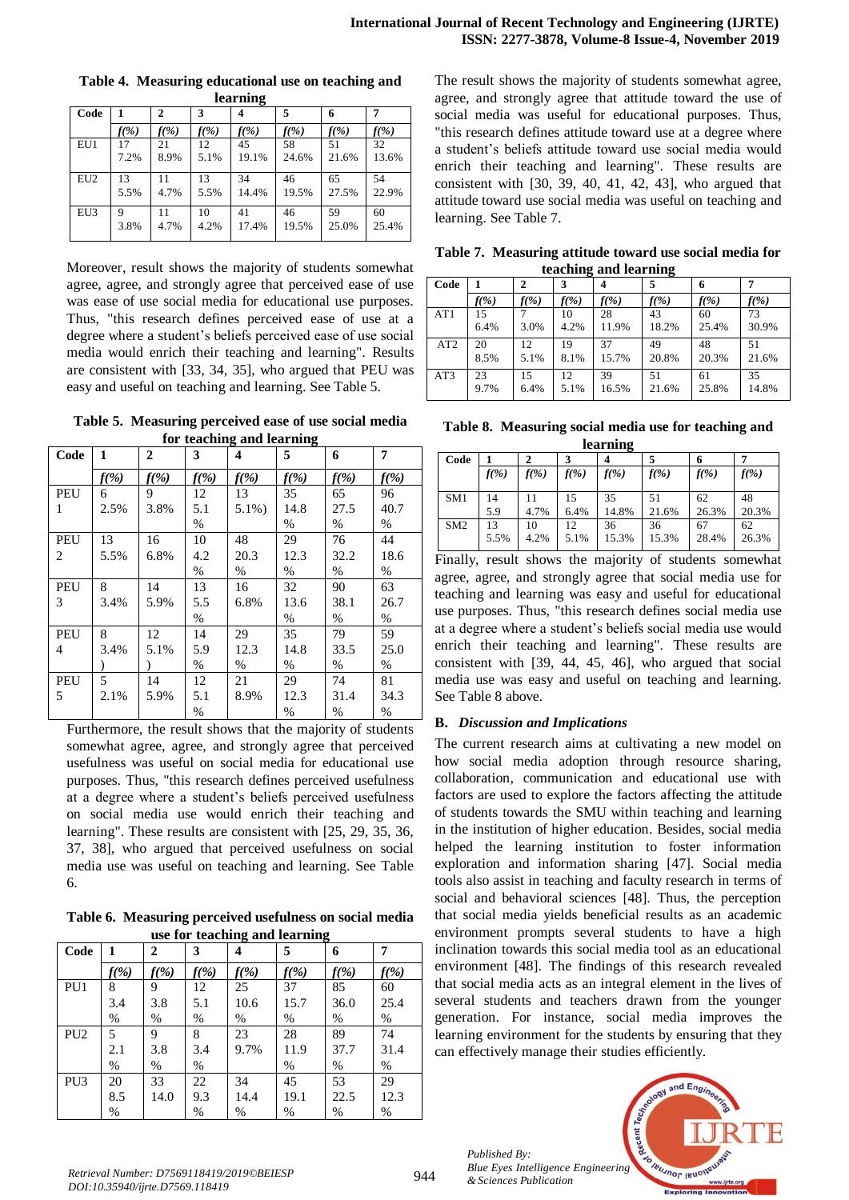**Table 4. Measuring educational use on teaching and learning**

| Code | 1 | 2 | 3 | 4 | 5 | 6 | 7 |
|---|---|---|---|---|---|---|---|
| | f(%) | f(%) | f(%) | f(%) | f(%) | f(%) | f(%) |
| EU1 | 17 7.2% | 21 8.9% | 12 5.1% | 45 19.1% | 58 24.6% | 51 21.6% | 32 13.6% |
| EU2 | 13 5.5% | 11 4.7% | 13 5.5% | 34 14.4% | 46 19.5% | 65 27.5% | 54 22.9% |
| EU3 | 9 3.8% | 11 4.7% | 10 4.2% | 41 17.4% | 46 19.5% | 59 25.0% | 60 25.4% |

Moreover, result shows the majority of students somewhat agree, agree, and strongly agree that perceived ease of use was ease of use social media for educational use purposes. Thus, "this research defines perceived ease of use at a degree where a student's beliefs perceived ease of use social media would enrich their teaching and learning". Results are consistent with [33, 34, 35], who argued that PEU was easy and useful on teaching and learning. See Table 5.

**Table 5. Measuring perceived ease of use social media for teaching and learning**

| Code | 1 | 2 | 3 | 4 | 5 | 6 | 7 |
|---|---|---|---|---|---|---|---|
| | f(%) | f(%) | f(%) | f(%) | f(%) | f(%) | f(%) |
| PEU 1 | 6 2.5% | 9 3.8% | 12 5.1 % | 13 5.1%) | 35 14.8 % | 65 27.5 % | 96 40.7 % |
| PEU 2 | 13 5.5% | 16 6.8% | 10 4.2 % | 48 20.3 % | 29 12.3 % | 76 32.2 % | 44 18.6 % |
| PEU 3 | 8 3.4% | 14 5.9% | 13 5.5 % | 16 6.8% | 32 13.6 % | 90 38.1 % | 63 26.7 % |
| PEU 4 | 8 3.4% ) | 12 5.1% ) | 14 5.9 % | 29 12.3 % | 35 14.8 % | 79 33.5 % | 59 25.0 % |
| PEU 5 | 5 2.1% | 14 5.9% | 12 5.1 % | 21 8.9% | 29 12.3 % | 74 31.4 % | 81 34.3 % |

Furthermore, the result shows that the majority of students somewhat agree, agree, and strongly agree that perceived usefulness was useful on social media for educational use purposes. Thus, "this research defines perceived usefulness at a degree where a student's beliefs perceived usefulness on social media use would enrich their teaching and learning". These results are consistent with [25, 29, 35, 36, 37, 38], who argued that perceived usefulness on social media use was useful on teaching and learning. See Table 6.

**Table 6. Measuring perceived usefulness on social media use for teaching and learning**

| Code | 1 | 2 | 3 | 4 | 5 | 6 | 7 |
|---|---|---|---|---|---|---|---|
| | f(%) | f(%) | f(%) | f(%) | f(%) | f(%) | f(%) |
| PU1 | 8 3.4 % | 9 3.8 % | 12 5.1 % | 25 10.6 % | 37 15.7 % | 85 36.0 % | 60 25.4 % |
| PU2 | 5 2.1 % | 9 3.8 % | 8 3.4 % | 23 9.7% | 28 11.9 % | 89 37.7 % | 74 31.4 % |
| PU3 | 20 8.5 % | 33 14.0 % | 22 9.3 % | 34 14.4 % | 45 19.1 % | 53 22.5 % | 29 12.3 % |

The result shows the majority of students somewhat agree, agree, and strongly agree that attitude toward the use of social media was useful for educational purposes. Thus, "this research defines attitude toward use at a degree where a student's beliefs attitude toward use social media would enrich their teaching and learning". These results are consistent with [30, 39, 40, 41, 42, 43], who argued that attitude toward use social media was useful on teaching and learning. See Table 7.

**Table 7. Measuring attitude toward use social media for teaching and learning**

| Code | 1 | 2 | 3 | 4 | 5 | 6 | 7 |
|---|---|---|---|---|---|---|---|
| | f(%) | f(%) | f(%) | f(%) | f(%) | f(%) | f(%) |
| AT1 | 15 6.4% | 7 3.0% | 10 4.2% | 28 11.9% | 43 18.2% | 60 25.4% | 73 30.9% |
| AT2 | 20 8.5% | 12 5.1% | 19 8.1% | 37 15.7% | 49 20.8% | 48 20.3% | 51 21.6% |
| AT3 | 23 9.7% | 15 6.4% | 12 5.1% | 39 16.5% | 51 21.6% | 61 25.8% | 35 14.8% |

**Table 8. Measuring social media use for teaching and learning**

| Code | 1 | 2 | 3 | 4 | 5 | 6 | 7 |
|---|---|---|---|---|---|---|---|
| | f(%) | f(%) | f(%) | f(%) | f(%) | f(%) | f(%) |
| SM1 | 14 5.9 | 11 4.7% | 15 6.4% | 35 14.8% | 51 21.6% | 62 26.3% | 48 20.3% |
| SM2 | 13 5.5% | 10 4.2% | 12 5.1% | 36 15.3% | 36 15.3% | 67 28.4% | 62 26.3% |

Finally, result shows the majority of students somewhat agree, agree, and strongly agree that social media use for teaching and learning was easy and useful for educational use purposes. Thus, "this research defines social media use at a degree where a student's beliefs social media use would enrich their teaching and learning". These results are consistent with [39, 44, 45, 46], who argued that social media use was easy and useful on teaching and learning. See Table 8 above.

### B. *Discussion and Implications*

The current research aims at cultivating a new model on how social media adoption through resource sharing, collaboration, communication and educational use with factors are used to explore the factors affecting the attitude of students towards the SMU within teaching and learning in the institution of higher education. Besides, social media helped the learning institution to foster information exploration and information sharing [47]. Social media tools also assist in teaching and faculty research in terms of social and behavioral sciences [48]. Thus, the perception that social media yields beneficial results as an academic environment prompts several students to have a high inclination towards this social media tool as an educational environment [48]. The findings of this research revealed that social media acts as an integral element in the lives of several students and teachers drawn from the younger generation. For instance, social media improves the learning environment for the students by ensuring that they can effectively manage their studies efficiently.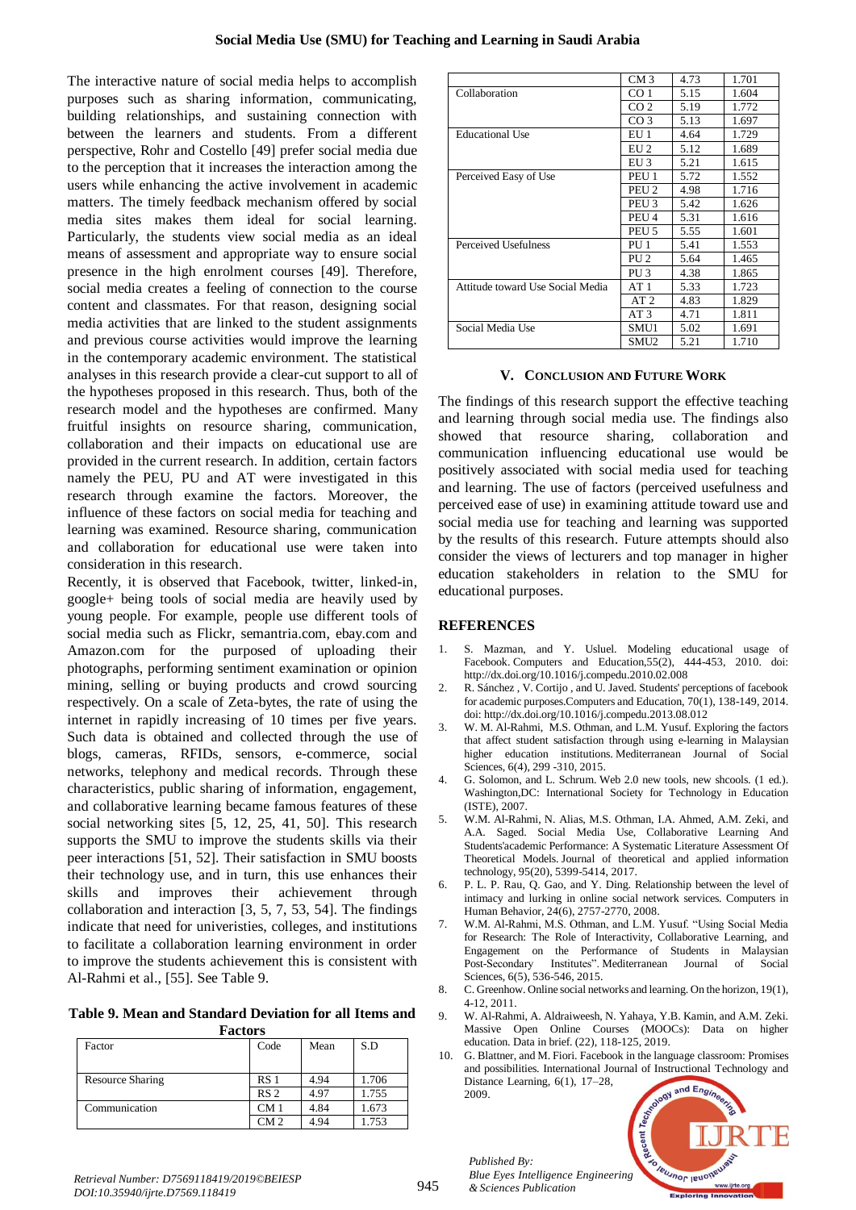The interactive nature of social media helps to accomplish purposes such as sharing information, communicating, building relationships, and sustaining connection with between the learners and students. From a different perspective, Rohr and Costello [49] prefer social media due to the perception that it increases the interaction among the users while enhancing the active involvement in academic matters. The timely feedback mechanism offered by social media sites makes them ideal for social learning. Particularly, the students view social media as an ideal means of assessment and appropriate way to ensure social presence in the high enrolment courses [49]. Therefore, social media creates a feeling of connection to the course content and classmates. For that reason, designing social media activities that are linked to the student assignments and previous course activities would improve the learning in the contemporary academic environment. The statistical analyses in this research provide a clear-cut support to all of the hypotheses proposed in this research. Thus, both of the research model and the hypotheses are confirmed. Many fruitful insights on resource sharing, communication, collaboration and their impacts on educational use are provided in the current research. In addition, certain factors namely the PEU, PU and AT were investigated in this research through examine the factors. Moreover, the influence of these factors on social media for teaching and learning was examined. Resource sharing, communication and collaboration for educational use were taken into consideration in this research.

Recently, it is observed that Facebook, twitter, linked-in, google+ being tools of social media are heavily used by young people. For example, people use different tools of social media such as Flickr, semantria.com, ebay.com and Amazon.com for the purposed of uploading their photographs, performing sentiment examination or opinion mining, selling or buying products and crowd sourcing respectively. On a scale of Zeta-bytes, the rate of using the internet in rapidly increasing of 10 times per five years. Such data is obtained and collected through the use of blogs, cameras, RFIDs, sensors, e-commerce, social networks, telephony and medical records. Through these characteristics, public sharing of information, engagement, and collaborative learning became famous features of these social networking sites [5, 12, 25, 41, 50]. This research supports the SMU to improve the students skills via their peer interactions [51, 52]. Their satisfaction in SMU boosts their technology use, and in turn, this use enhances their skills and improves their achievement through collaboration and interaction [3, 5, 7, 53, 54]. The findings indicate that need for univeristies, colleges, and institutions to facilitate a collaboration learning environment in order to improve the students achievement this is consistent with Al-Rahmi et al., [55]. See Table 9.

**Table 9. Mean and Standard Deviation for all Items and Factors**

| Factor | Code | Mean | S.D |
|---|---|---|---|
| Resource Sharing | RS 1 | 4.94 | 1.706 |
| | RS 2 | 4.97 | 1.755 |
| Communication | CM 1 | 4.84 | 1.673 |
| | CM 2 | 4.94 | 1.753 |
| | CM 3 | 4.73 | 1.701 |
| Collaboration | CO 1 | 5.15 | 1.604 |
| | CO 2 | 5.19 | 1.772 |
| | CO 3 | 5.13 | 1.697 |
| Educational Use | EU 1 | 4.64 | 1.729 |
| | EU 2 | 5.12 | 1.689 |
| | EU 3 | 5.21 | 1.615 |
| Perceived Easy of Use | PEU 1 | 5.72 | 1.552 |
| | PEU 2 | 4.98 | 1.716 |
| | PEU 3 | 5.42 | 1.626 |
| | PEU 4 | 5.31 | 1.616 |
| | PEU 5 | 5.55 | 1.601 |
| Perceived Usefulness | PU 1 | 5.41 | 1.553 |
| | PU 2 | 5.64 | 1.465 |
| | PU 3 | 4.38 | 1.865 |
| Attitude toward Use Social Media | AT 1 | 5.33 | 1.723 |
| | AT 2 | 4.83 | 1.829 |
| | AT 3 | 4.71 | 1.811 |
| Social Media Use | SMU1 | 5.02 | 1.691 |
| | SMU2 | 5.21 | 1.710 |

## V. Conclusion and Future Work

The findings of this research support the effective teaching and learning through social media use. The findings also showed that resource sharing, collaboration and communication influencing educational use would be positively associated with social media used for teaching and learning. The use of factors (perceived usefulness and perceived ease of use) in examining attitude toward use and social media use for teaching and learning was supported by the results of this research. Future attempts should also consider the views of lecturers and top manager in higher education stakeholders in relation to the SMU for educational purposes.

## REFERENCES

1. S. Mazman, and Y. Usluel. Modeling educational usage of Facebook. Computers and Education,55(2), 444-453, 2010. doi: http://dx.doi.org/10.1016/j.compedu.2010.02.008
2. R. Sánchez , V. Cortijo , and U. Javed. Students' perceptions of facebook for academic purposes.Computers and Education, 70(1), 138-149, 2014. doi: http://dx.doi.org/10.1016/j.compedu.2013.08.012
3. W. M. Al-Rahmi, M.S. Othman, and L.M. Yusuf. Exploring the factors that affect student satisfaction through using e-learning in Malaysian higher education institutions. Mediterranean Journal of Social Sciences, 6(4), 299 -310, 2015.
4. G. Solomon, and L. Schrum. Web 2.0 new tools, new shcools. (1 ed.). Washington,DC: International Society for Technology in Education (ISTE), 2007.
5. W.M. Al-Rahmi, N. Alias, M.S. Othman, I.A. Ahmed, A.M. Zeki, and A.A. Saged. Social Media Use, Collaborative Learning And Students'academic Performance: A Systematic Literature Assessment Of Theoretical Models. Journal of theoretical and applied information technology, 95(20), 5399-5414, 2017.
6. P. L. P. Rau, Q. Gao, and Y. Ding. Relationship between the level of intimacy and lurking in online social network services. Computers in Human Behavior, 24(6), 2757-2770, 2008.
7. W.M. Al-Rahmi, M.S. Othman, and L.M. Yusuf. "Using Social Media for Research: The Role of Interactivity, Collaborative Learning, and Engagement on the Performance of Students in Malaysian Post-Secondary Institutes". Mediterranean Journal of Social Sciences, 6(5), 536-546, 2015.
8. C. Greenhow. Online social networks and learning. On the horizon, 19(1), 4-12, 2011.
9. W. Al-Rahmi, A. Aldraiweesh, N. Yahaya, Y.B. Kamin, and A.M. Zeki. Massive Open Online Courses (MOOCs): Data on higher education. Data in brief. (22), 118-125, 2019.
10. G. Blattner, and M. Fiori. Facebook in the language classroom: Promises and possibilities. International Journal of Instructional Technology and Distance Learning, 6(1), 17–28, 2009.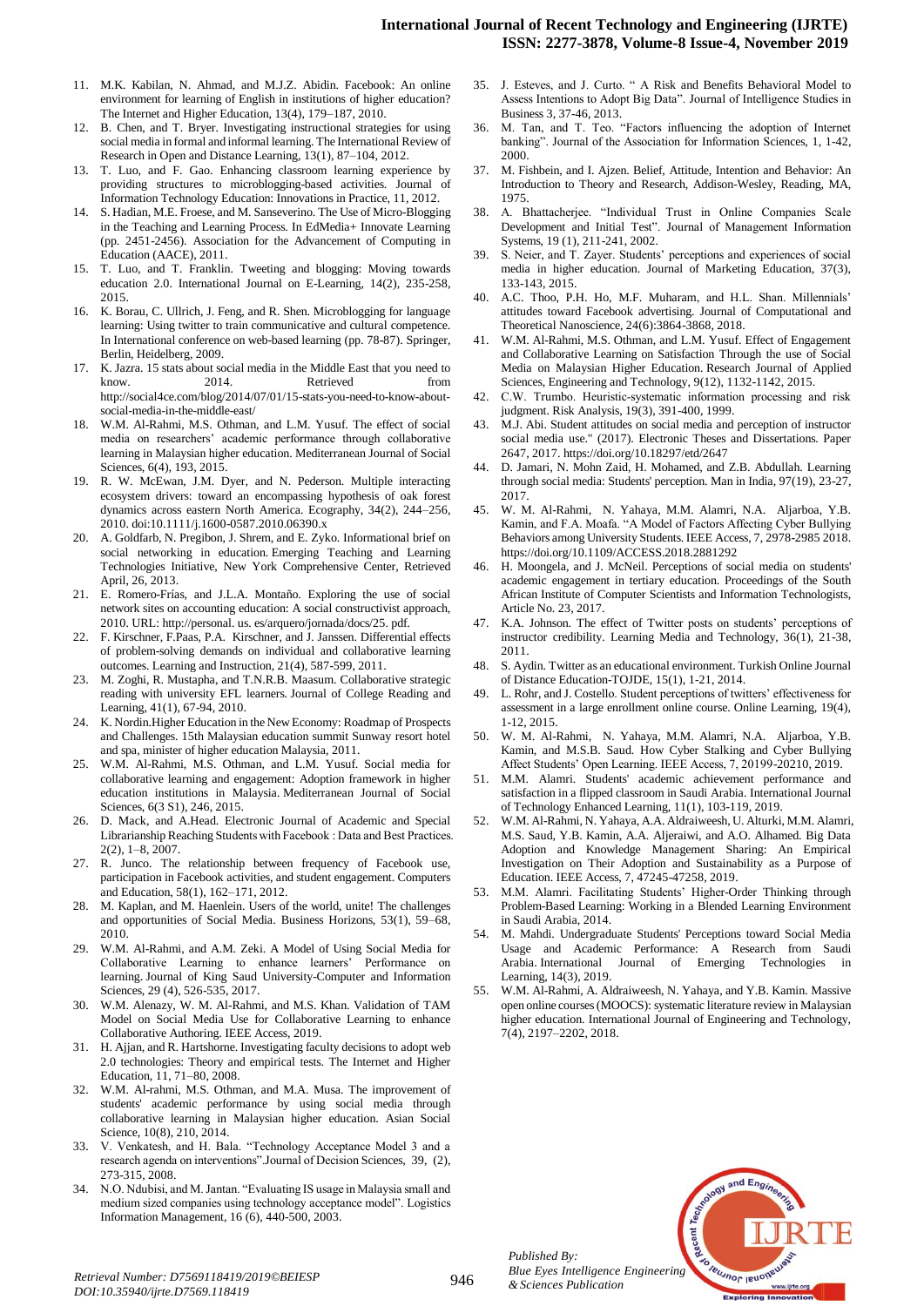11. M.K. Kabilan, N. Ahmad, and M.J.Z. Abidin. Facebook: An online environment for learning of English in institutions of higher education? The Internet and Higher Education, 13(4), 179–187, 2010.
12. B. Chen, and T. Bryer. Investigating instructional strategies for using social media in formal and informal learning. The International Review of Research in Open and Distance Learning, 13(1), 87–104, 2012.
13. T. Luo, and F. Gao. Enhancing classroom learning experience by providing structures to microblogging-based activities. Journal of Information Technology Education: Innovations in Practice, 11, 2012.
14. S. Hadian, M.E. Froese, and M. Sanseverino. The Use of Micro-Blogging in the Teaching and Learning Process. In EdMedia+ Innovate Learning (pp. 2451-2456). Association for the Advancement of Computing in Education (AACE), 2011.
15. T. Luo, and T. Franklin. Tweeting and blogging: Moving towards education 2.0. International Journal on E-Learning, 14(2), 235-258, 2015.
16. K. Borau, C. Ullrich, J. Feng, and R. Shen. Microblogging for language learning: Using twitter to train communicative and cultural competence. In International conference on web-based learning (pp. 78-87). Springer, Berlin, Heidelberg, 2009.
17. K. Jazra. 15 stats about social media in the Middle East that you need to know. 2014. Retrieved from http://social4ce.com/blog/2014/07/01/15-stats-you-need-to-know-about-social-media-in-the-middle-east/
18. W.M. Al-Rahmi, M.S. Othman, and L.M. Yusuf. The effect of social media on researchers' academic performance through collaborative learning in Malaysian higher education. Mediterranean Journal of Social Sciences, 6(4), 193, 2015.
19. R. W. McEwan, J.M. Dyer, and N. Pederson. Multiple interacting ecosystem drivers: toward an encompassing hypothesis of oak forest dynamics across eastern North America. Ecography, 34(2), 244–256, 2010. doi:10.1111/j.1600-0587.2010.06390.x
20. A. Goldfarb, N. Pregibon, J. Shrem, and E. Zyko. Informational brief on social networking in education. Emerging Teaching and Learning Technologies Initiative, New York Comprehensive Center, Retrieved April, 26, 2013.
21. E. Romero-Frías, and J.L.A. Montaño. Exploring the use of social network sites on accounting education: A social constructivist approach, 2010. URL: http://personal. us. es/arquero/jornada/docs/25. pdf.
22. F. Kirschner, F.Paas, P.A. Kirschner, and J. Janssen. Differential effects of problem-solving demands on individual and collaborative learning outcomes. Learning and Instruction, 21(4), 587-599, 2011.
23. M. Zoghi, R. Mustapha, and T.N.R.B. Maasum. Collaborative strategic reading with university EFL learners. Journal of College Reading and Learning, 41(1), 67-94, 2010.
24. K. Nordin.Higher Education in the New Economy: Roadmap of Prospects and Challenges. 15th Malaysian education summit Sunway resort hotel and spa, minister of higher education Malaysia, 2011.
25. W.M. Al-Rahmi, M.S. Othman, and L.M. Yusuf. Social media for collaborative learning and engagement: Adoption framework in higher education institutions in Malaysia. Mediterranean Journal of Social Sciences, 6(3 S1), 246, 2015.
26. D. Mack, and A.Head. Electronic Journal of Academic and Special Librarianship Reaching Students with Facebook : Data and Best Practices. 2(2), 1–8, 2007.
27. R. Junco. The relationship between frequency of Facebook use, participation in Facebook activities, and student engagement. Computers and Education, 58(1), 162–171, 2012.
28. M. Kaplan, and M. Haenlein. Users of the world, unite! The challenges and opportunities of Social Media. Business Horizons, 53(1), 59–68, 2010.
29. W.M. Al-Rahmi, and A.M. Zeki. A Model of Using Social Media for Collaborative Learning to enhance learners' Performance on learning. Journal of King Saud University-Computer and Information Sciences, 29 (4), 526-535, 2017.
30. W.M. Alenazy, W. M. Al-Rahmi, and M.S. Khan. Validation of TAM Model on Social Media Use for Collaborative Learning to enhance Collaborative Authoring. IEEE Access, 2019.
31. H. Ajjan, and R. Hartshorne. Investigating faculty decisions to adopt web 2.0 technologies: Theory and empirical tests. The Internet and Higher Education, 11, 71–80, 2008.
32. W.M. Al-rahmi, M.S. Othman, and M.A. Musa. The improvement of students' academic performance by using social media through collaborative learning in Malaysian higher education. Asian Social Science, 10(8), 210, 2014.
33. V. Venkatesh, and H. Bala. "Technology Acceptance Model 3 and a research agenda on interventions".Journal of Decision Sciences, 39, (2), 273-315, 2008.
34. N.O. Ndubisi, and M. Jantan. "Evaluating IS usage in Malaysia small and medium sized companies using technology acceptance model". Logistics Information Management, 16 (6), 440-500, 2003.
35. J. Esteves, and J. Curto. " A Risk and Benefits Behavioral Model to Assess Intentions to Adopt Big Data". Journal of Intelligence Studies in Business 3, 37-46, 2013.
36. M. Tan, and T. Teo. "Factors influencing the adoption of Internet banking". Journal of the Association for Information Sciences, 1, 1-42, 2000.
37. M. Fishbein, and I. Ajzen. Belief, Attitude, Intention and Behavior: An Introduction to Theory and Research, Addison-Wesley, Reading, MA, 1975.
38. A. Bhattacherjee. "Individual Trust in Online Companies Scale Development and Initial Test". Journal of Management Information Systems, 19 (1), 211-241, 2002.
39. S. Neier, and T. Zayer. Students' perceptions and experiences of social media in higher education. Journal of Marketing Education, 37(3), 133-143, 2015.
40. A.C. Thoo, P.H. Ho, M.F. Muharam, and H.L. Shan. Millennials' attitudes toward Facebook advertising. Journal of Computational and Theoretical Nanoscience, 24(6):3864-3868, 2018.
41. W.M. Al-Rahmi, M.S. Othman, and L.M. Yusuf. Effect of Engagement and Collaborative Learning on Satisfaction Through the use of Social Media on Malaysian Higher Education. Research Journal of Applied Sciences, Engineering and Technology, 9(12), 1132-1142, 2015.
42. C.W. Trumbo. Heuristic-systematic information processing and risk judgment. Risk Analysis, 19(3), 391-400, 1999.
43. M.J. Abi. Student attitudes on social media and perception of instructor social media use." (2017). Electronic Theses and Dissertations. Paper 2647, 2017. https://doi.org/10.18297/etd/2647
44. D. Jamari, N. Mohn Zaid, H. Mohamed, and Z.B. Abdullah. Learning through social media: Students' perception. Man in India, 97(19), 23-27, 2017.
45. W. M. Al-Rahmi, N. Yahaya, M.M. Alamri, N.A. Aljarboa, Y.B. Kamin, and F.A. Moafa. "A Model of Factors Affecting Cyber Bullying Behaviors among University Students. IEEE Access, 7, 2978-2985 2018. https://doi.org/10.1109/ACCESS.2018.2881292
46. H. Moongela, and J. McNeil. Perceptions of social media on students' academic engagement in tertiary education. Proceedings of the South African Institute of Computer Scientists and Information Technologists, Article No. 23, 2017.
47. K.A. Johnson. The effect of Twitter posts on students' perceptions of instructor credibility. Learning Media and Technology, 36(1), 21-38, 2011.
48. S. Aydin. Twitter as an educational environment. Turkish Online Journal of Distance Education-TOJDE, 15(1), 1-21, 2014.
49. L. Rohr, and J. Costello. Student perceptions of twitters' effectiveness for assessment in a large enrollment online course. Online Learning, 19(4), 1-12, 2015.
50. W. M. Al-Rahmi, N. Yahaya, M.M. Alamri, N.A. Aljarboa, Y.B. Kamin, and M.S.B. Saud. How Cyber Stalking and Cyber Bullying Affect Students' Open Learning. IEEE Access, 7, 20199-20210, 2019.
51. M.M. Alamri. Students' academic achievement performance and satisfaction in a flipped classroom in Saudi Arabia. International Journal of Technology Enhanced Learning, 11(1), 103-119, 2019.
52. W.M. Al-Rahmi, N. Yahaya, A.A. Aldraiweesh, U. Alturki, M.M. Alamri, M.S. Saud, Y.B. Kamin, A.A. Aljeraiwi, and A.O. Alhamed. Big Data Adoption and Knowledge Management Sharing: An Empirical Investigation on Their Adoption and Sustainability as a Purpose of Education. IEEE Access, 7, 47245-47258, 2019.
53. M.M. Alamri. Facilitating Students' Higher-Order Thinking through Problem-Based Learning: Working in a Blended Learning Environment in Saudi Arabia, 2014.
54. M. Mahdi. Undergraduate Students' Perceptions toward Social Media Usage and Academic Performance: A Research from Saudi Arabia. International Journal of Emerging Technologies in Learning, 14(3), 2019.
55. W.M. Al-Rahmi, A. Aldraiweesh, N. Yahaya, and Y.B. Kamin. Massive open online courses (MOOCS): systematic literature review in Malaysian higher education. International Journal of Engineering and Technology, 7(4), 2197–2202, 2018.